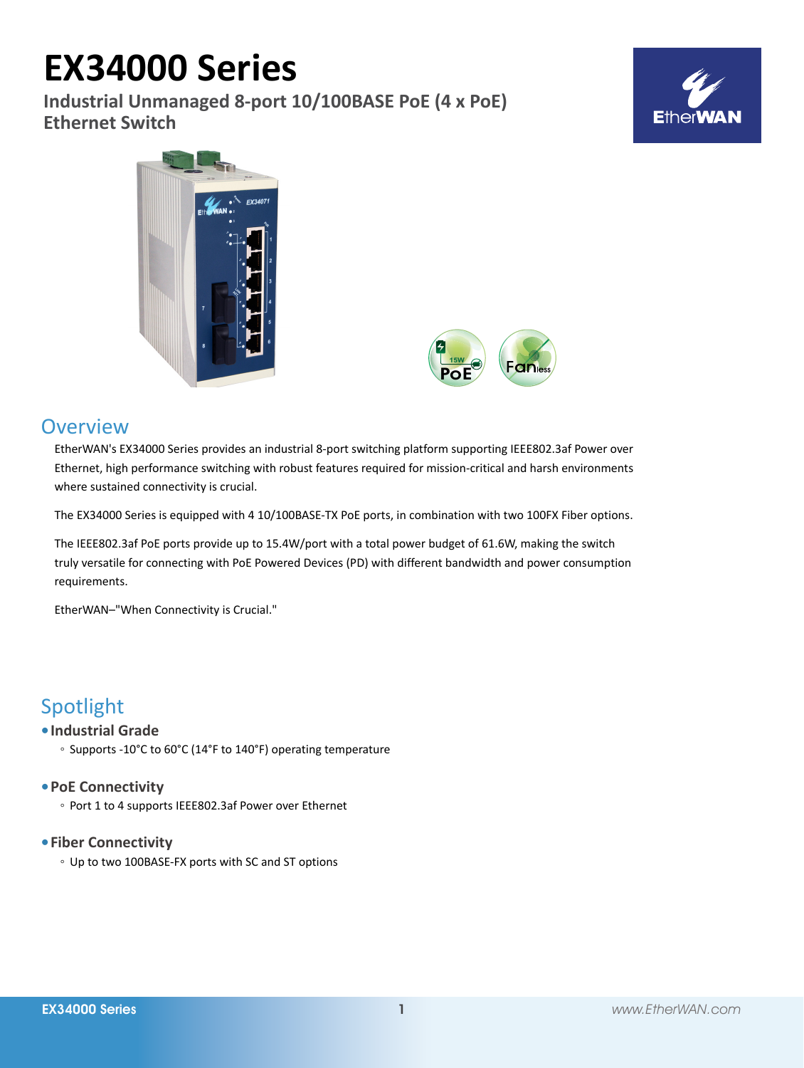# EX34000 Series

## Industrial Unmanaged 8-port 10/100BASE PoE (4 x PoE) Ethernet Switch

## Overview

EtherWAN's EX34000 Series provides an industrial 8-port switching platform supporting IEEE802.3af Power over Ethernet, high performance switching with robust features required for mission-critical and harsh environments where sustained connectivity is crucial.

The EX34000 Series is equipped with 4 10/100BASE-TX PoE ports, in combination with two 100FX Fiber options.

The IEEE802.3af PoE ports provide up to 15.4W/port with a total power budget of 61.6W, making the switch truly versatile for connecting with PoE Powered Devices (PD) with different bandwidth and power consumption requirements.

EtherWAN–"When Connectivity is Crucial."

## Spotlight

- **Industrial Grade**
  - Supports -10°C to 60°C (14°F to 140°F) operating temperature
- **PoE Connectivity**
  - Port 1 to 4 supports IEEE802.3af Power over Ethernet
- **Fiber Connectivity**
  - Up to two 100BASE-FX ports with SC and ST options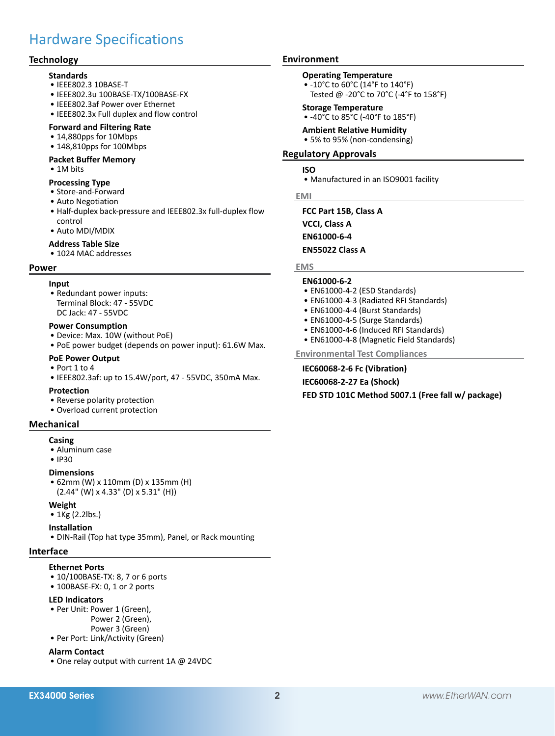# Hardware Specifications

## Technology

### Standards
- IEEE802.3 10BASE-T
- IEEE802.3u 100BASE-TX/100BASE-FX
- IEEE802.3af Power over Ethernet
- IEEE802.3x Full duplex and flow control

### Forward and Filtering Rate
- 14,880pps for 10Mbps
- 148,810pps for 100Mbps

### Packet Buffer Memory
- 1M bits

### Processing Type
- Store-and-Forward
- Auto Negotiation
- Half-duplex back-pressure and IEEE802.3x full-duplex flow control
- Auto MDI/MDIX

### Address Table Size
- 1024 MAC addresses

## Power

### Input
- Redundant power inputs:
  Terminal Block: 47 - 55VDC
  DC Jack: 47 - 55VDC

### Power Consumption
- Device: Max. 10W (without PoE)
- PoE power budget (depends on power input): 61.6W Max.

### PoE Power Output
- Port 1 to 4
- IEEE802.3af: up to 15.4W/port, 47 - 55VDC, 350mA Max.

### Protection
- Reverse polarity protection
- Overload current protection

## Mechanical

### Casing
- Aluminum case
- IP30

### Dimensions
- 62mm (W) x 110mm (D) x 135mm (H)
  (2.44" (W) x 4.33" (D) x 5.31" (H))

### Weight
- 1Kg (2.2lbs.)

### Installation
- DIN-Rail (Top hat type 35mm), Panel, or Rack mounting

## Interface

### Ethernet Ports
- 10/100BASE-TX: 8, 7 or 6 ports
- 100BASE-FX: 0, 1 or 2 ports

### LED Indicators
- Per Unit: Power 1 (Green),
  Power 2 (Green),
  Power 3 (Green)
- Per Port: Link/Activity (Green)

### Alarm Contact
- One relay output with current 1A @ 24VDC

## Environment

### Operating Temperature
- -10°C to 60°C (14°F to 140°F)
  Tested @ -20°C to 70°C (-4°F to 158°F)

### Storage Temperature
- -40°C to 85°C (-40°F to 185°F)

### Ambient Relative Humidity
- 5% to 95% (non-condensing)

## Regulatory Approvals

### ISO
- Manufactured in an ISO9001 facility

### EMI

**FCC Part 15B, Class A**

**VCCI, Class A**

**EN61000-6-4**

**EN55022 Class A**

### EMS

**EN61000-6-2**
- EN61000-4-2 (ESD Standards)
- EN61000-4-3 (Radiated RFI Standards)
- EN61000-4-4 (Burst Standards)
- EN61000-4-5 (Surge Standards)
- EN61000-4-6 (Induced RFI Standards)
- EN61000-4-8 (Magnetic Field Standards)

### Environmental Test Compliances

**IEC60068-2-6 Fc (Vibration)**

**IEC60068-2-27 Ea (Shock)**

**FED STD 101C Method 5007.1 (Free fall w/ package)**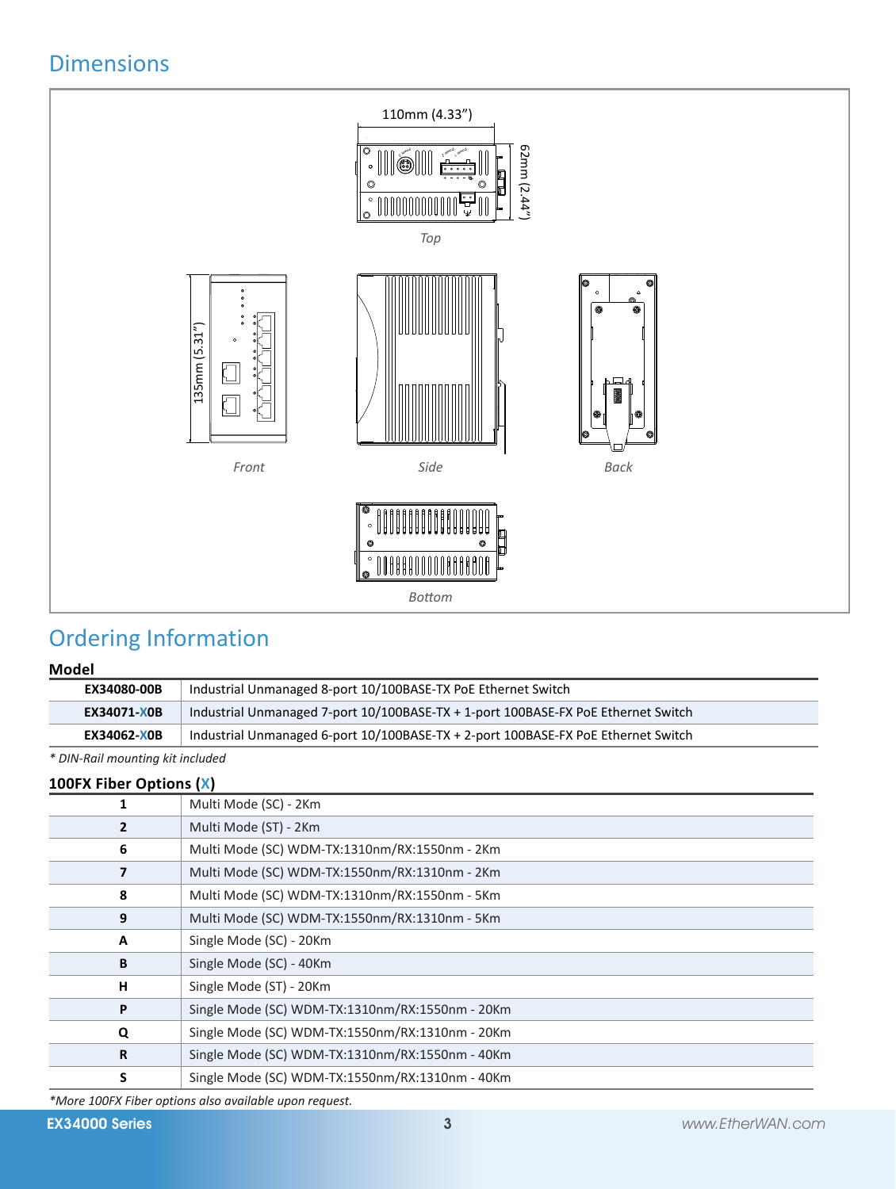## Dimensions

110mm (4.33")

62mm (2.44")

Top

135mm (5.31")

Front

Side

Back

Bottom

## Ordering Information

### Model

| Model | Description |
|---|---|
| **EX34080-00B** | Industrial Unmanaged 8-port 10/100BASE-TX PoE Ethernet Switch |
| **EX34071-X0B** | Industrial Unmanaged 7-port 10/100BASE-TX + 1-port 100BASE-FX PoE Ethernet Switch |
| **EX34062-X0B** | Industrial Unmanaged 6-port 10/100BASE-TX + 2-port 100BASE-FX PoE Ethernet Switch |

*\* DIN-Rail mounting kit included*

### 100FX Fiber Options (X)

| Option | Description |
|---|---|
| **1** | Multi Mode (SC) - 2Km |
| **2** | Multi Mode (ST) - 2Km |
| **6** | Multi Mode (SC) WDM-TX:1310nm/RX:1550nm - 2Km |
| **7** | Multi Mode (SC) WDM-TX:1550nm/RX:1310nm - 2Km |
| **8** | Multi Mode (SC) WDM-TX:1310nm/RX:1550nm - 5Km |
| **9** | Multi Mode (SC) WDM-TX:1550nm/RX:1310nm - 5Km |
| **A** | Single Mode (SC) - 20Km |
| **B** | Single Mode (SC) - 40Km |
| **H** | Single Mode (ST) - 20Km |
| **P** | Single Mode (SC) WDM-TX:1310nm/RX:1550nm - 20Km |
| **Q** | Single Mode (SC) WDM-TX:1550nm/RX:1310nm - 20Km |
| **R** | Single Mode (SC) WDM-TX:1310nm/RX:1550nm - 40Km |
| **S** | Single Mode (SC) WDM-TX:1550nm/RX:1310nm - 40Km |

*\*More 100FX Fiber options also available upon request.*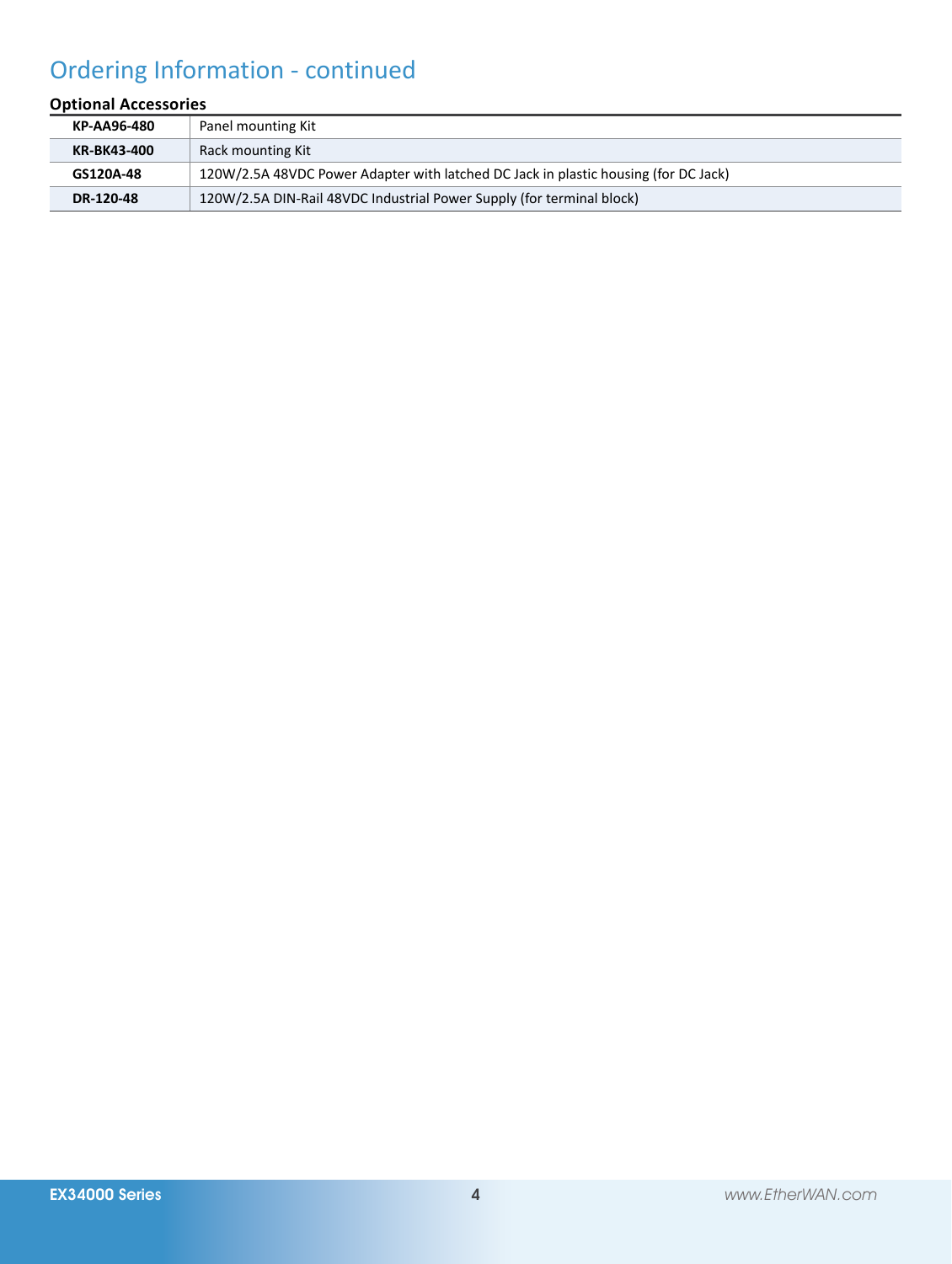# Ordering Information - continued

**Optional Accessories**

| | |
|---|---|
| **KP-AA96-480** | Panel mounting Kit |
| **KR-BK43-400** | Rack mounting Kit |
| **GS120A-48** | 120W/2.5A 48VDC Power Adapter with latched DC Jack in plastic housing (for DC Jack) |
| **DR-120-48** | 120W/2.5A DIN-Rail 48VDC Industrial Power Supply (for terminal block) |